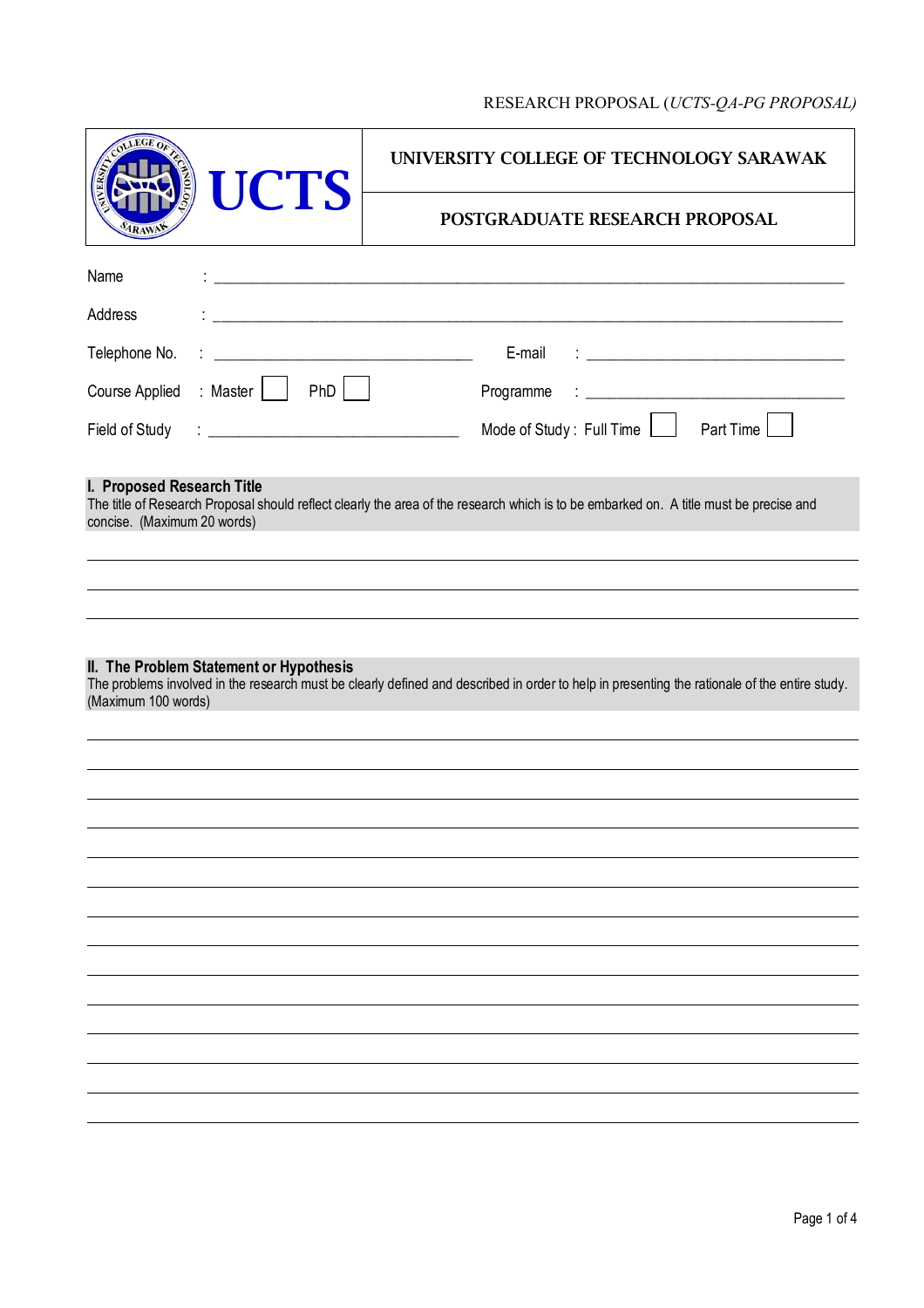RESEARCH PROPOSAL (*UCTS-QA-PG PROPOSAL)*

| UCTS | UNIVERSITY COLLEGE OF TECHNOLOGY SARAWAK |
| --- | --- |
| | POSTGRADUATE RESEARCH PROPOSAL |

Name : ______________________________________________________________________________

Address : ______________________________________________________________________________

Telephone No. : ________________________________ E-mail : ________________________________

Course Applied : Master ☐ PhD ☐ Programme : ________________________________

Field of Study : ______________________________ Mode of Study : Full Time ☐ Part Time ☐

## I. Proposed Research Title

The title of Research Proposal should reflect clearly the area of the research which is to be embarked on. A title must be precise and concise. (Maximum 20 words)

______________________________________________________________________________

______________________________________________________________________________

______________________________________________________________________________

## II. The Problem Statement or Hypothesis

The problems involved in the research must be clearly defined and described in order to help in presenting the rationale of the entire study. (Maximum 100 words)

______________________________________________________________________________

______________________________________________________________________________

______________________________________________________________________________

______________________________________________________________________________

______________________________________________________________________________

______________________________________________________________________________

______________________________________________________________________________

______________________________________________________________________________

______________________________________________________________________________

______________________________________________________________________________

______________________________________________________________________________

______________________________________________________________________________

______________________________________________________________________________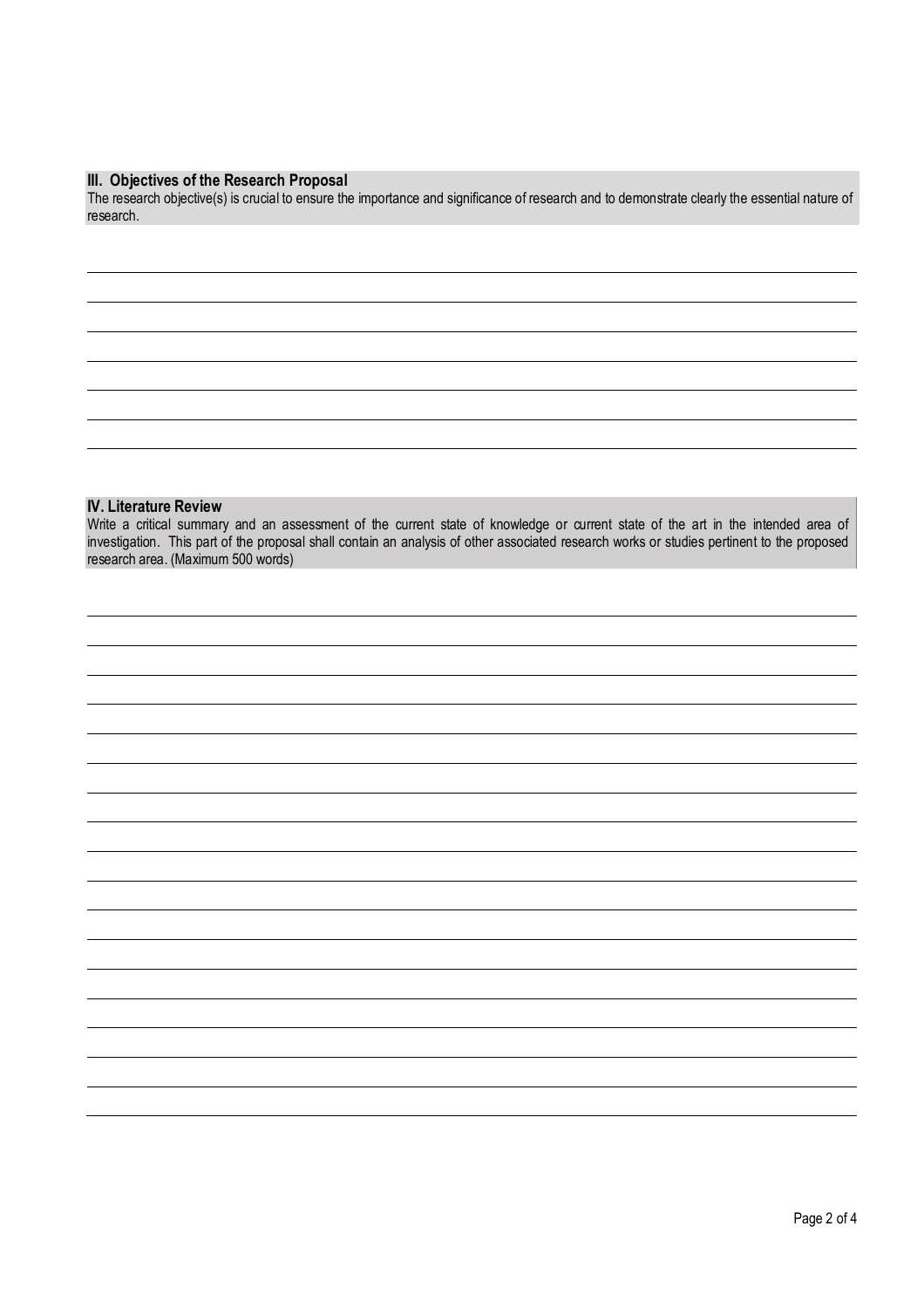### III. Objectives of the Research Proposal

The research objective(s) is crucial to ensure the importance and significance of research and to demonstrate clearly the essential nature of research.

### IV. Literature Review

Write a critical summary and an assessment of the current state of knowledge or current state of the art in the intended area of investigation. This part of the proposal shall contain an analysis of other associated research works or studies pertinent to the proposed research area. (Maximum 500 words)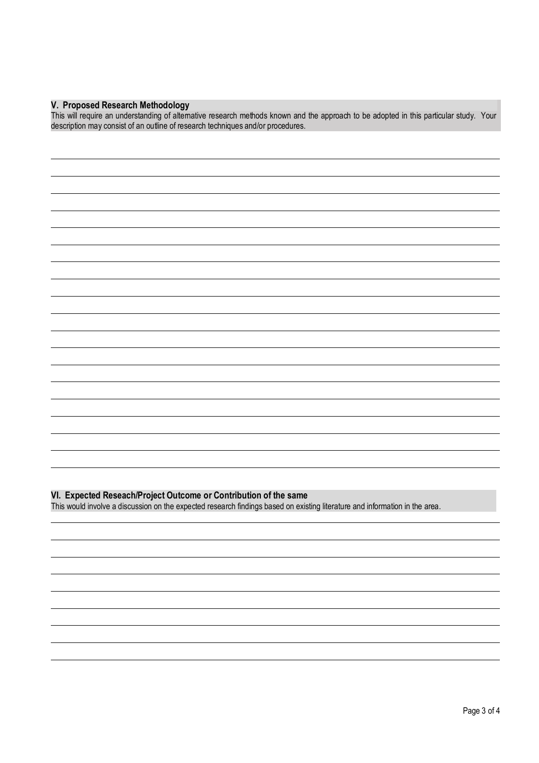## V. Proposed Research Methodology

This will require an understanding of alternative research methods known and the approach to be adopted in this particular study. Your description may consist of an outline of research techniques and/or procedures.

## VI. Expected Reseach/Project Outcome or Contribution of the same

This would involve a discussion on the expected research findings based on existing literature and information in the area.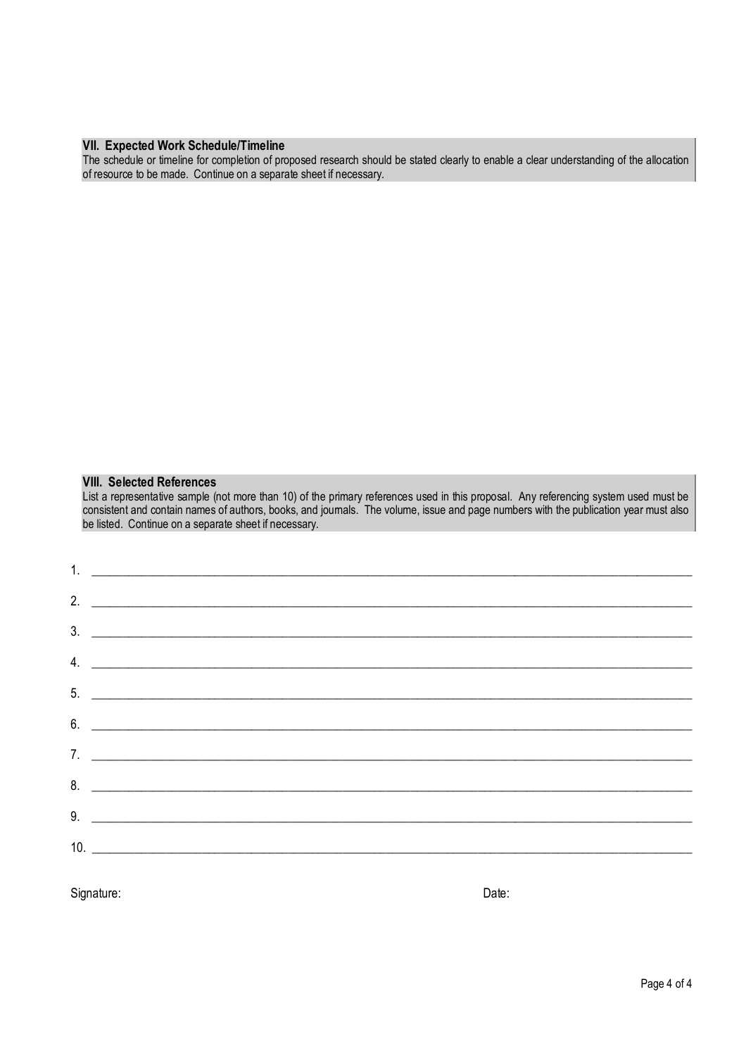### VII. Expected Work Schedule/Timeline

The schedule or timeline for completion of proposed research should be stated clearly to enable a clear understanding of the allocation of resource to be made. Continue on a separate sheet if necessary.

### VIII. Selected References

List a representative sample (not more than 10) of the primary references used in this proposal. Any referencing system used must be consistent and contain names of authors, books, and journals. The volume, issue and page numbers with the publication year must also be listed. Continue on a separate sheet if necessary.

1. ______________________________________________________________________________
2. ______________________________________________________________________________
3. ______________________________________________________________________________
4. ______________________________________________________________________________
5. ______________________________________________________________________________
6. ______________________________________________________________________________
7. ______________________________________________________________________________
8. ______________________________________________________________________________
9. ______________________________________________________________________________
10. ______________________________________________________________________________

Signature: Date: